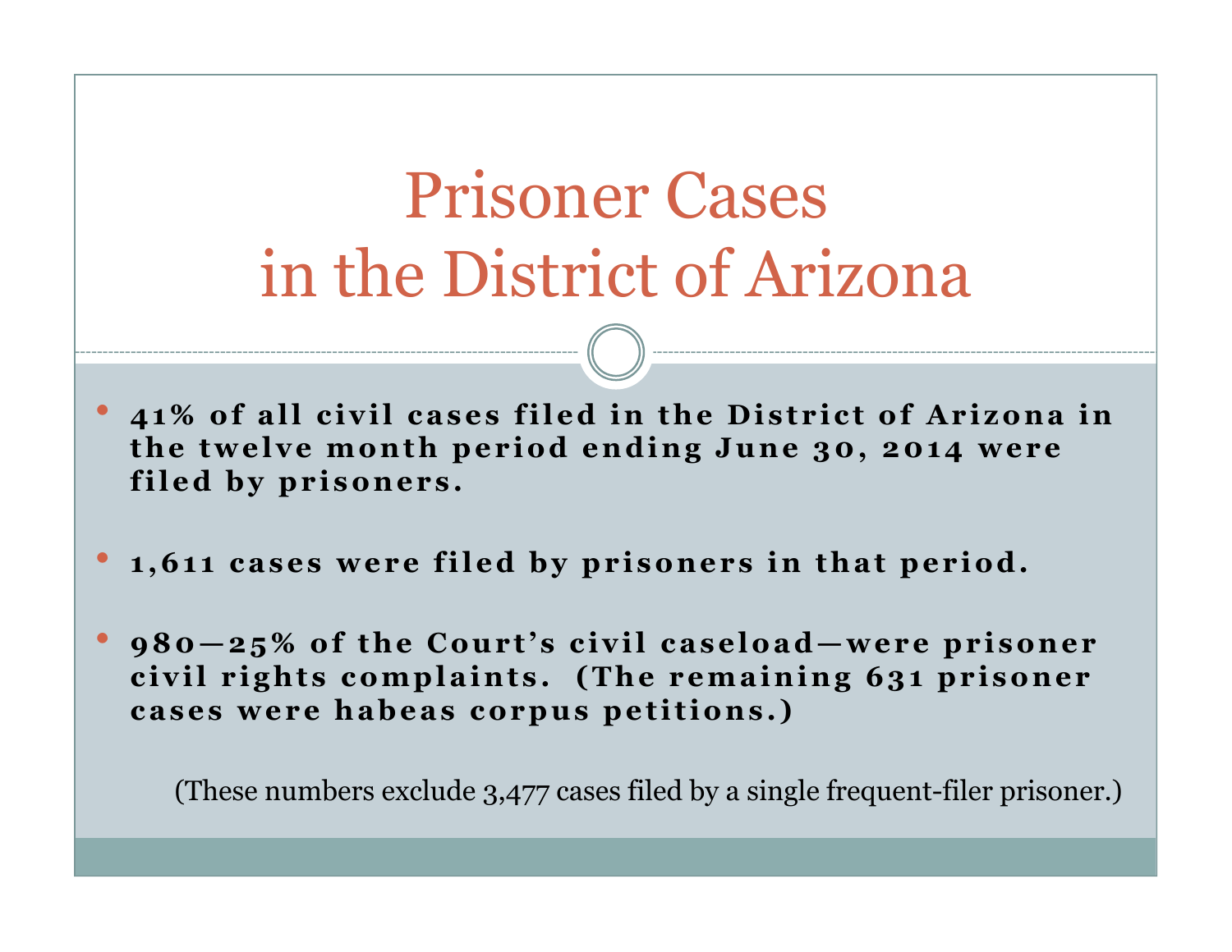# Prisoner Cases in the District of Arizona

- **41% of all civil cases filed in the District of Arizona in the twelve month period ending June 30, 2014 were filed by prisoners.**
- **1,611 cases were filed by prisoners in that period.**
- **980—25% of the Court's civil caseload—were prisoner civil rights complaints. (The remaining 631 prisoner cases were habeas corpus petitions.)**

(These numbers exclude 3,477 cases filed by a single frequent-filer prisoner.)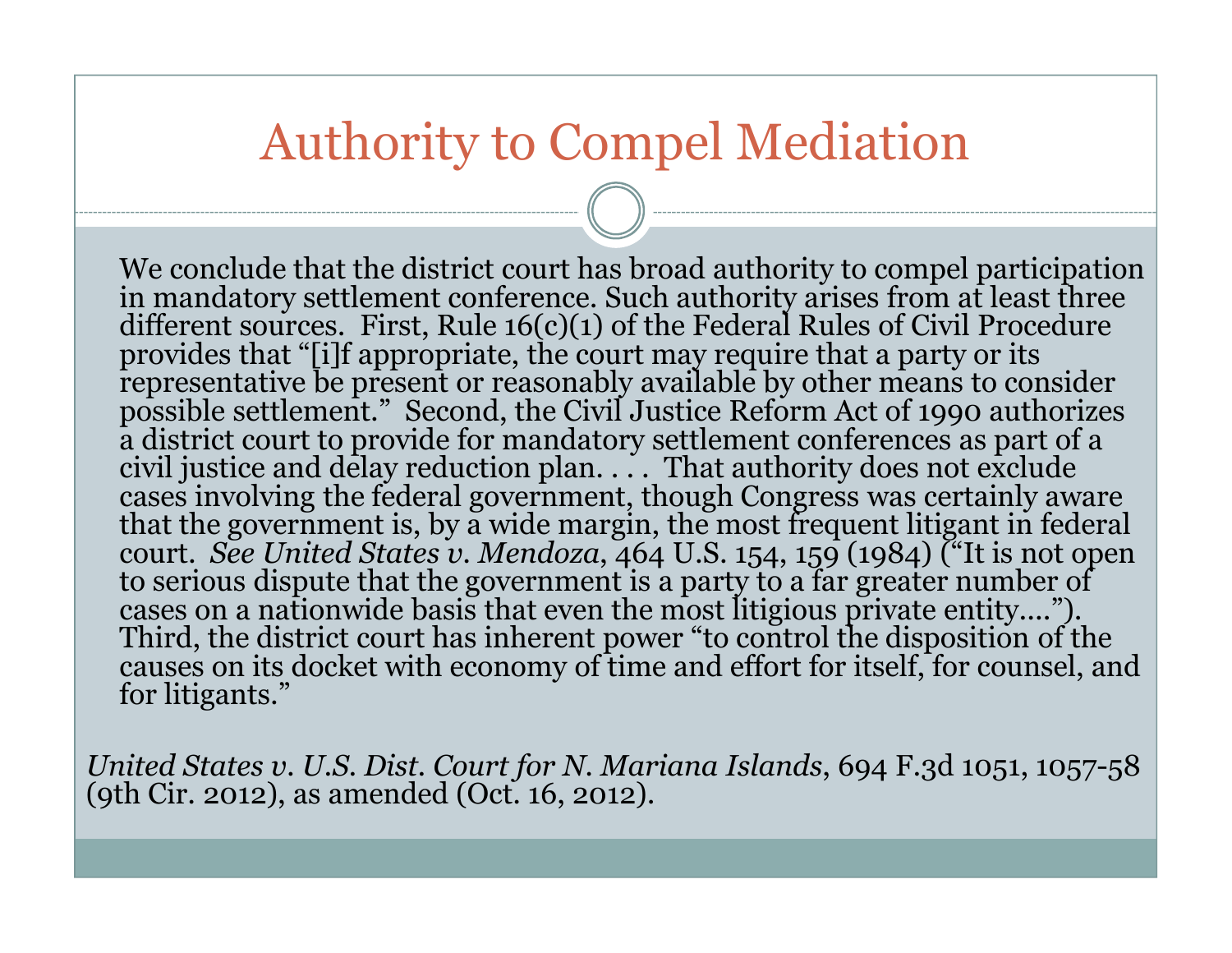# Authority to Compel Mediation

We conclude that the district court has broad authority to compel participation in mandatory settlement conference. Such authority arises from at least three different sources. First, Rule 16(c)(1) of the Federal Rules of Civil Procedure provides that "[i]f appropriate, the court may require that a party or its representative be present or reasonably available by other means to consider possible settlement." Second, the Civil Justice Reform Act of 1990 authorizes a district court to provide for mandatory settlement conferences as part of a civil justice and delay reduction plan. . . . That authority does not exclude cases involving the federal government, though Congress was certainly aware that the government is, by a wide margin, the most frequent litigant in federal court. *See United States v. Mendoza*, 464 U.S. 154, 159 (1984) ("It is not open to serious dispute that the government is a party to a far greater number of cases on a nationwide basis that even the most litigious private entity...."). Third, the district court has inherent power "to control the disposition of the causes on its docket with economy of time and effort for itself, for counsel, and for litigants."

*United States v. U.S. Dist. Court for N. Mariana Islands*, 694 F.3d 1051, 1057-58 (9th Cir. 2012), as amended (Oct. 16, 2012).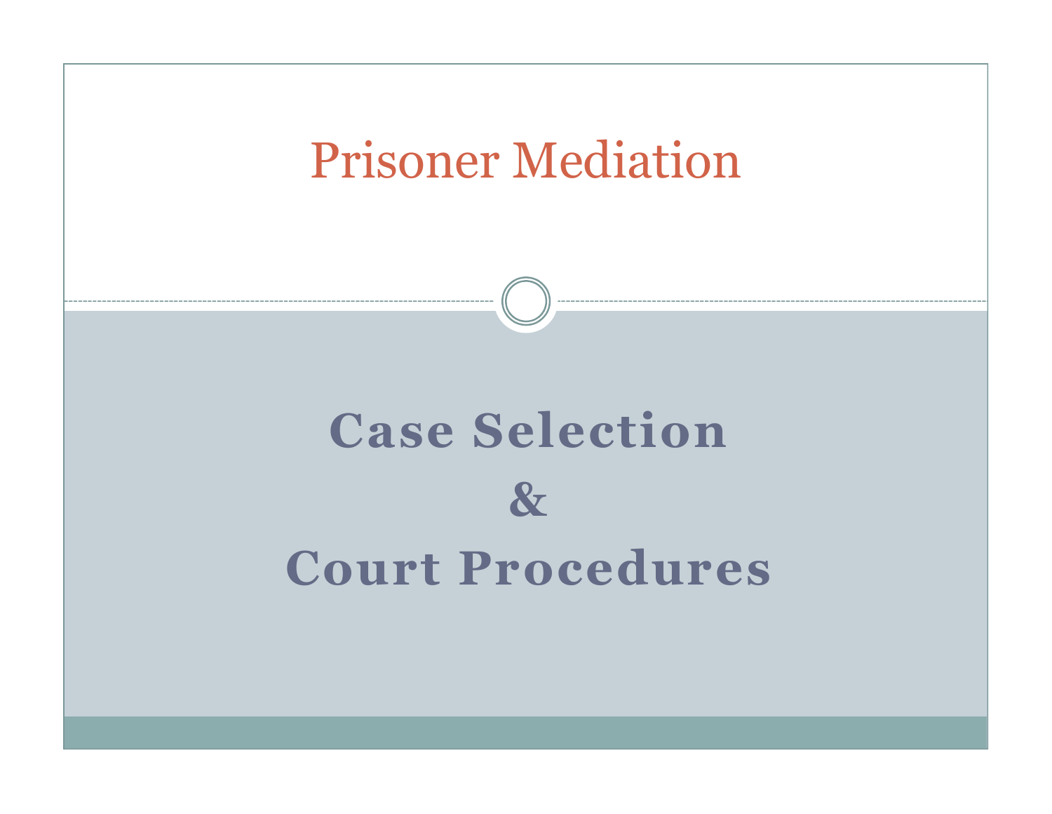# Prisoner Mediation

## Case Selection

## &

## Court Procedures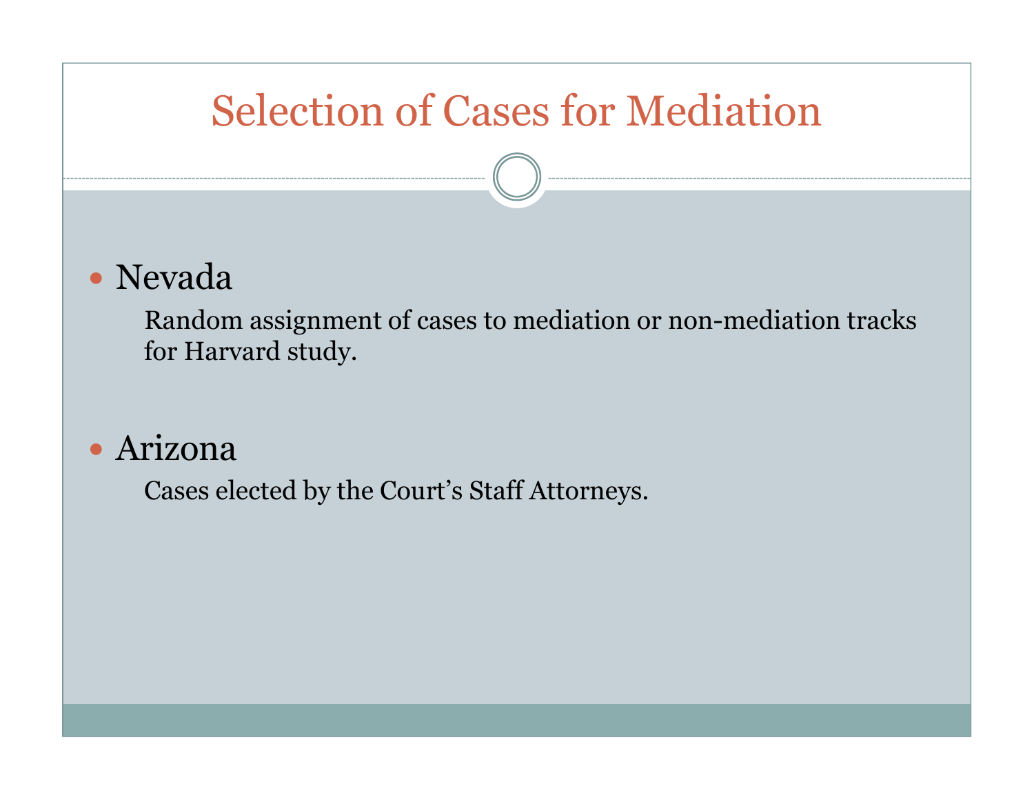# Selection of Cases for Mediation

- Nevada

  Random assignment of cases to mediation or non-mediation tracks for Harvard study.

- Arizona

  Cases elected by the Court's Staff Attorneys.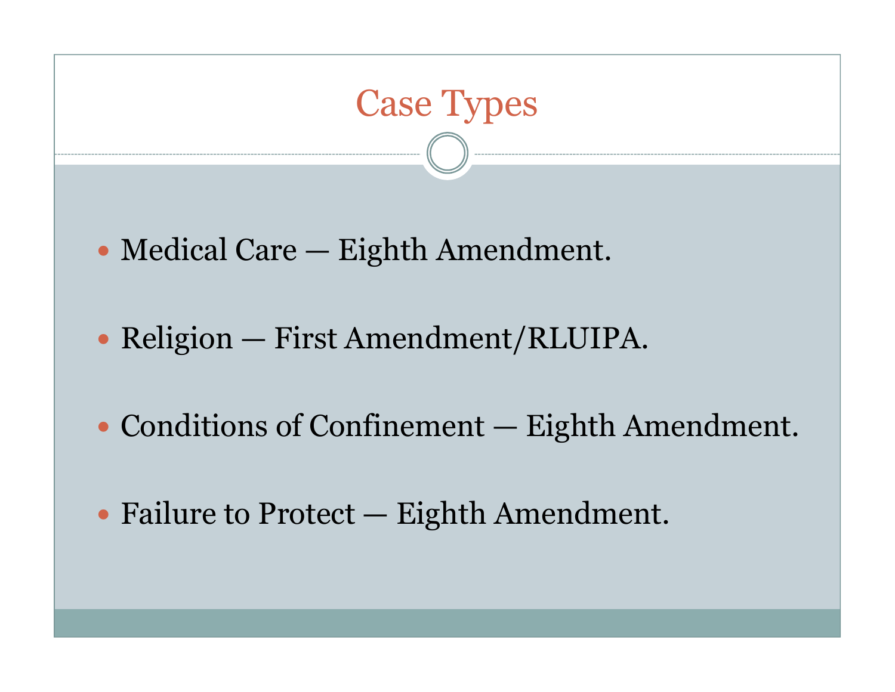# Case Types

- Medical Care — Eighth Amendment.
- Religion — First Amendment/RLUIPA.
- Conditions of Confinement — Eighth Amendment.
- Failure to Protect — Eighth Amendment.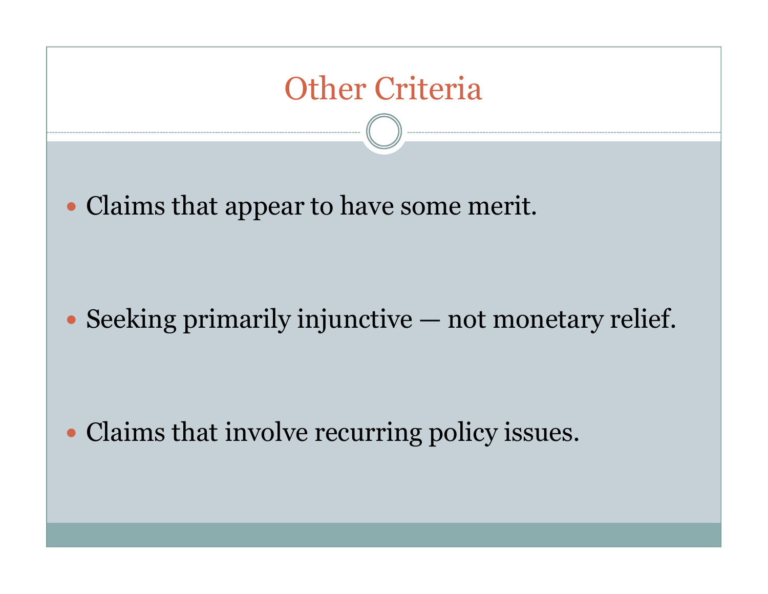# Other Criteria

- Claims that appear to have some merit.
- Seeking primarily injunctive — not monetary relief.
- Claims that involve recurring policy issues.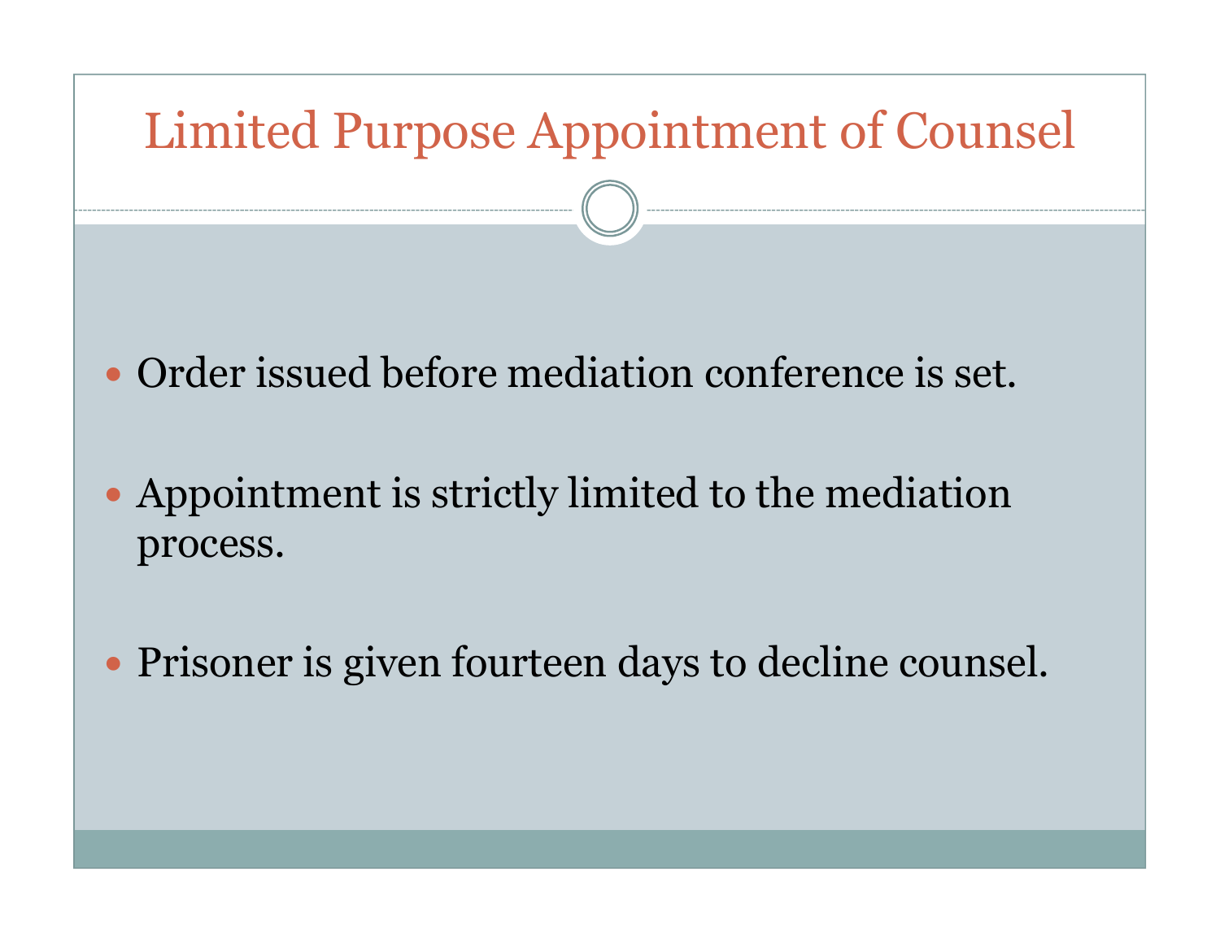# Limited Purpose Appointment of Counsel

- Order issued before mediation conference is set.
- Appointment is strictly limited to the mediation process.
- Prisoner is given fourteen days to decline counsel.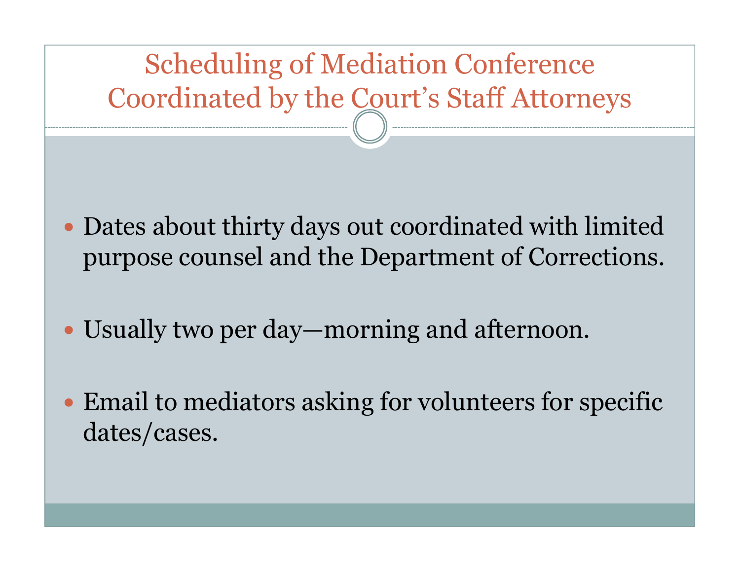# Scheduling of Mediation Conference Coordinated by the Court's Staff Attorneys

- Dates about thirty days out coordinated with limited purpose counsel and the Department of Corrections.
- Usually two per day—morning and afternoon.
- Email to mediators asking for volunteers for specific dates/cases.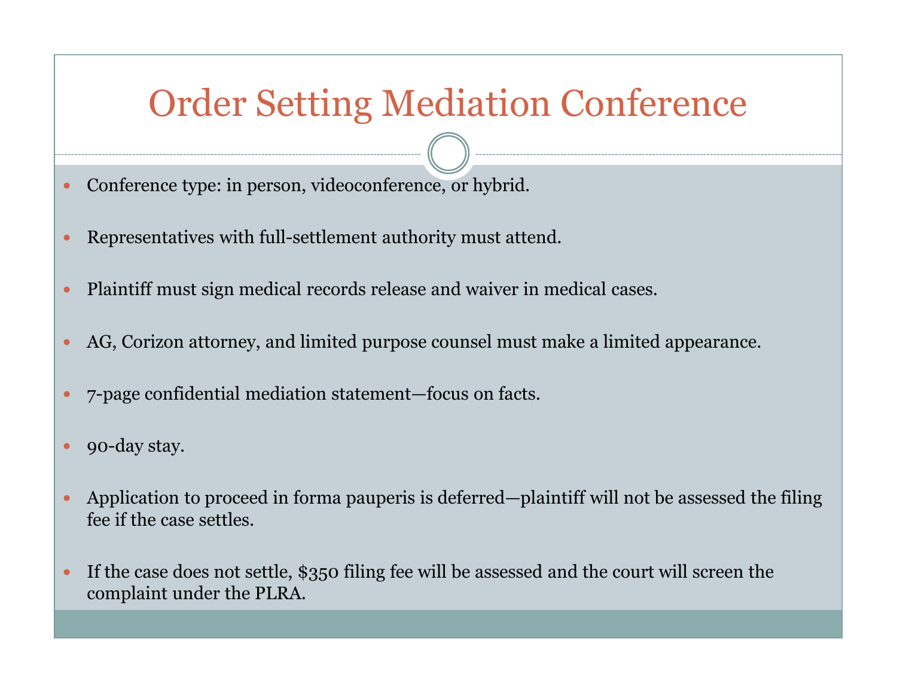# Order Setting Mediation Conference

- Conference type: in person, videoconference, or hybrid.
- Representatives with full-settlement authority must attend.
- Plaintiff must sign medical records release and waiver in medical cases.
- AG, Corizon attorney, and limited purpose counsel must make a limited appearance.
- 7-page confidential mediation statement—focus on facts.
- 90-day stay.
- Application to proceed in forma pauperis is deferred—plaintiff will not be assessed the filing fee if the case settles.
- If the case does not settle, $350 filing fee will be assessed and the court will screen the complaint under the PLRA.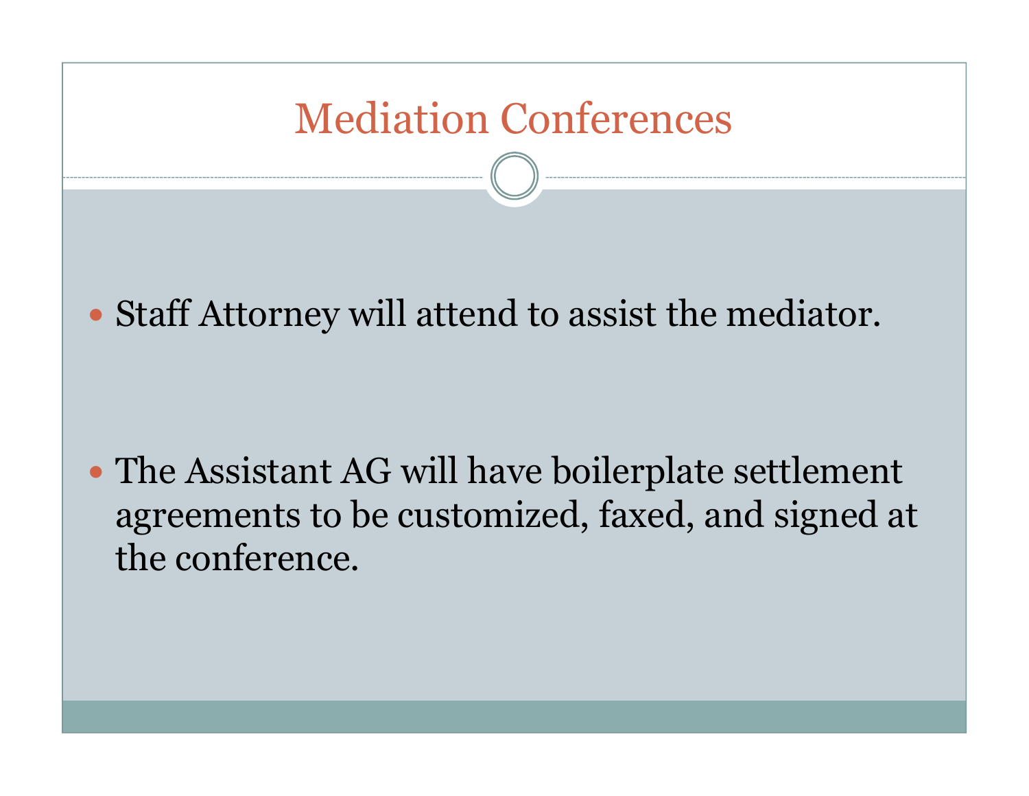# Mediation Conferences

- Staff Attorney will attend to assist the mediator.

- The Assistant AG will have boilerplate settlement agreements to be customized, faxed, and signed at the conference.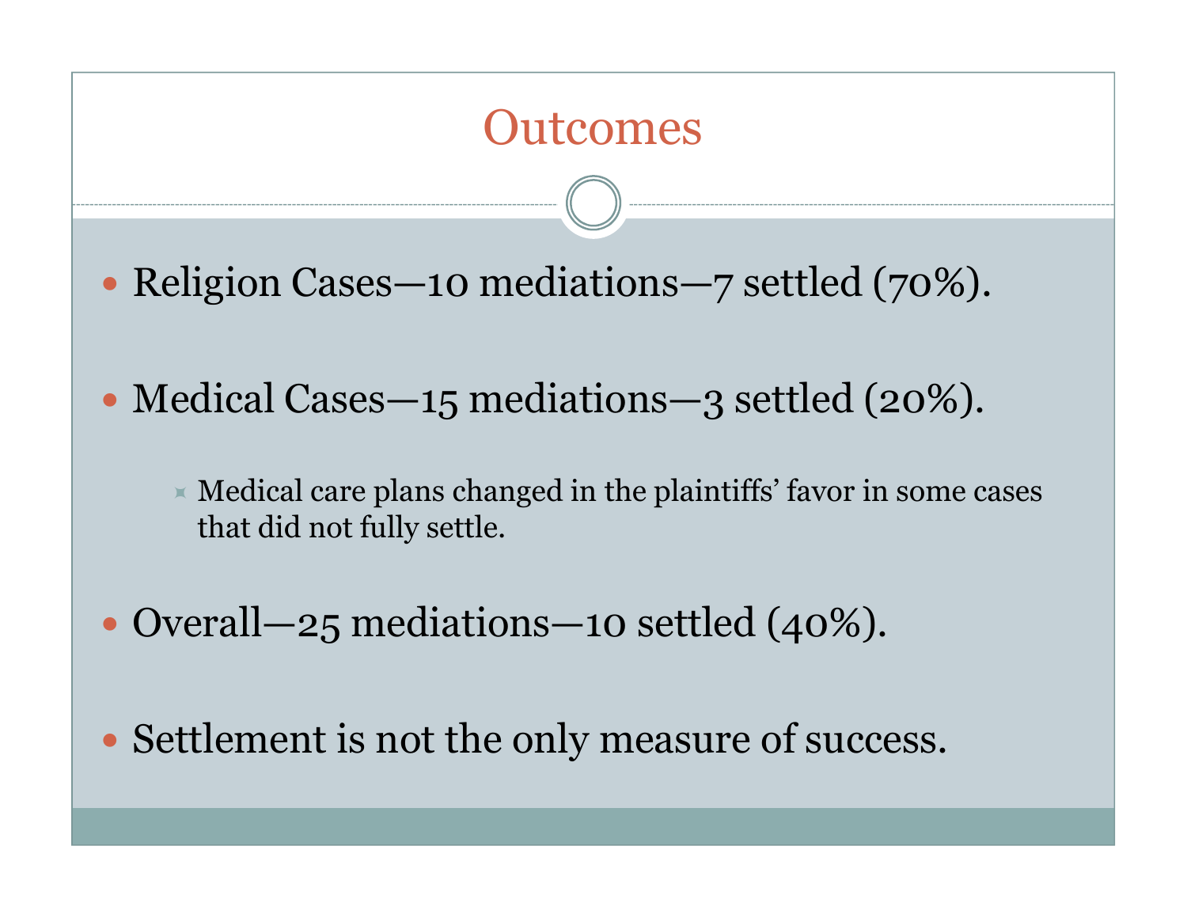# Outcomes

- Religion Cases—10 mediations—7 settled (70%).
- Medical Cases—15 mediations—3 settled (20%).
  - Medical care plans changed in the plaintiffs' favor in some cases that did not fully settle.
- Overall—25 mediations—10 settled (40%).
- Settlement is not the only measure of success.